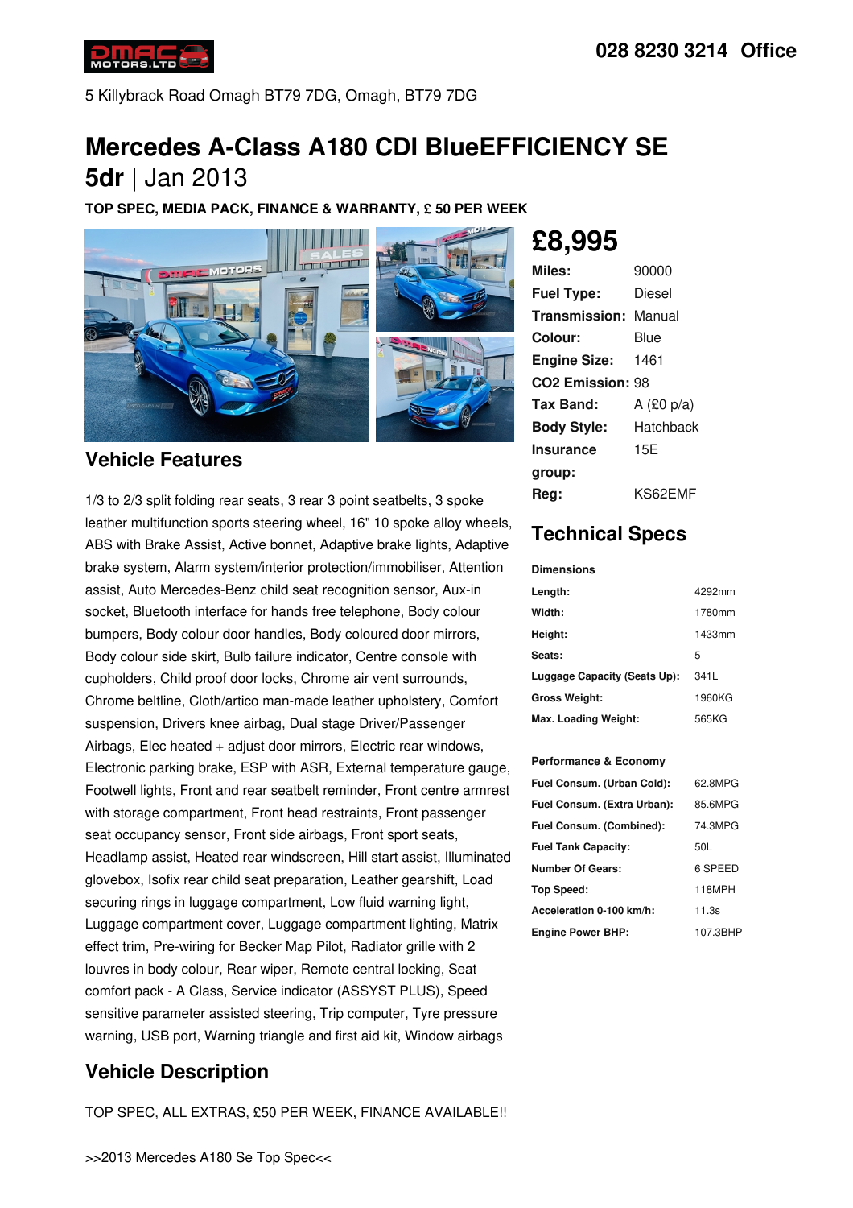028 8230 3214 Office

5 Killybrack Road Omagh BT79 7DG, Omagh, BT79 7DG

# Mercedes A-Class A180 CDI BlueEFFICIENCY SE 5dr | Jan 2013

**TOP SPEC, MEDIA PACK, FINANCE & WARRANTY, £ 50 PER WEEK**

## £8,995

| | |
|---|---|
| **Miles:** | 90000 |
| **Fuel Type:** | Diesel |
| **Transmission:** | Manual |
| **Colour:** | Blue |
| **Engine Size:** | 1461 |
| **CO2 Emission:** | 98 |
| **Tax Band:** | A (£0 p/a) |
| **Body Style:** | Hatchback |
| **Insurance group:** | 15E |
| **Reg:** | KS62EMF |

## Technical Specs

**Dimensions**

| | |
|---|---|
| **Length:** | 4292mm |
| **Width:** | 1780mm |
| **Height:** | 1433mm |
| **Seats:** | 5 |
| **Luggage Capacity (Seats Up):** | 341L |
| **Gross Weight:** | 1960KG |
| **Max. Loading Weight:** | 565KG |

**Performance & Economy**

| | |
|---|---|
| **Fuel Consum. (Urban Cold):** | 62.8MPG |
| **Fuel Consum. (Extra Urban):** | 85.6MPG |
| **Fuel Consum. (Combined):** | 74.3MPG |
| **Fuel Tank Capacity:** | 50L |
| **Number Of Gears:** | 6 SPEED |
| **Top Speed:** | 118MPH |
| **Acceleration 0-100 km/h:** | 11.3s |
| **Engine Power BHP:** | 107.3BHP |

## Vehicle Features

1/3 to 2/3 split folding rear seats, 3 rear 3 point seatbelts, 3 spoke leather multifunction sports steering wheel, 16" 10 spoke alloy wheels, ABS with Brake Assist, Active bonnet, Adaptive brake lights, Adaptive brake system, Alarm system/interior protection/immobiliser, Attention assist, Auto Mercedes-Benz child seat recognition sensor, Aux-in socket, Bluetooth interface for hands free telephone, Body colour bumpers, Body colour door handles, Body coloured door mirrors, Body colour side skirt, Bulb failure indicator, Centre console with cupholders, Child proof door locks, Chrome air vent surrounds, Chrome beltline, Cloth/artico man-made leather upholstery, Comfort suspension, Drivers knee airbag, Dual stage Driver/Passenger Airbags, Elec heated + adjust door mirrors, Electric rear windows, Electronic parking brake, ESP with ASR, External temperature gauge, Footwell lights, Front and rear seatbelt reminder, Front centre armrest with storage compartment, Front head restraints, Front passenger seat occupancy sensor, Front side airbags, Front sport seats, Headlamp assist, Heated rear windscreen, Hill start assist, Illuminated glovebox, Isofix rear child seat preparation, Leather gearshift, Load securing rings in luggage compartment, Low fluid warning light, Luggage compartment cover, Luggage compartment lighting, Matrix effect trim, Pre-wiring for Becker Map Pilot, Radiator grille with 2 louvres in body colour, Rear wiper, Remote central locking, Seat comfort pack - A Class, Service indicator (ASSYST PLUS), Speed sensitive parameter assisted steering, Trip computer, Tyre pressure warning, USB port, Warning triangle and first aid kit, Window airbags

## Vehicle Description

TOP SPEC, ALL EXTRAS, £50 PER WEEK, FINANCE AVAILABLE!!

>>2013 Mercedes A180 Se Top Spec<<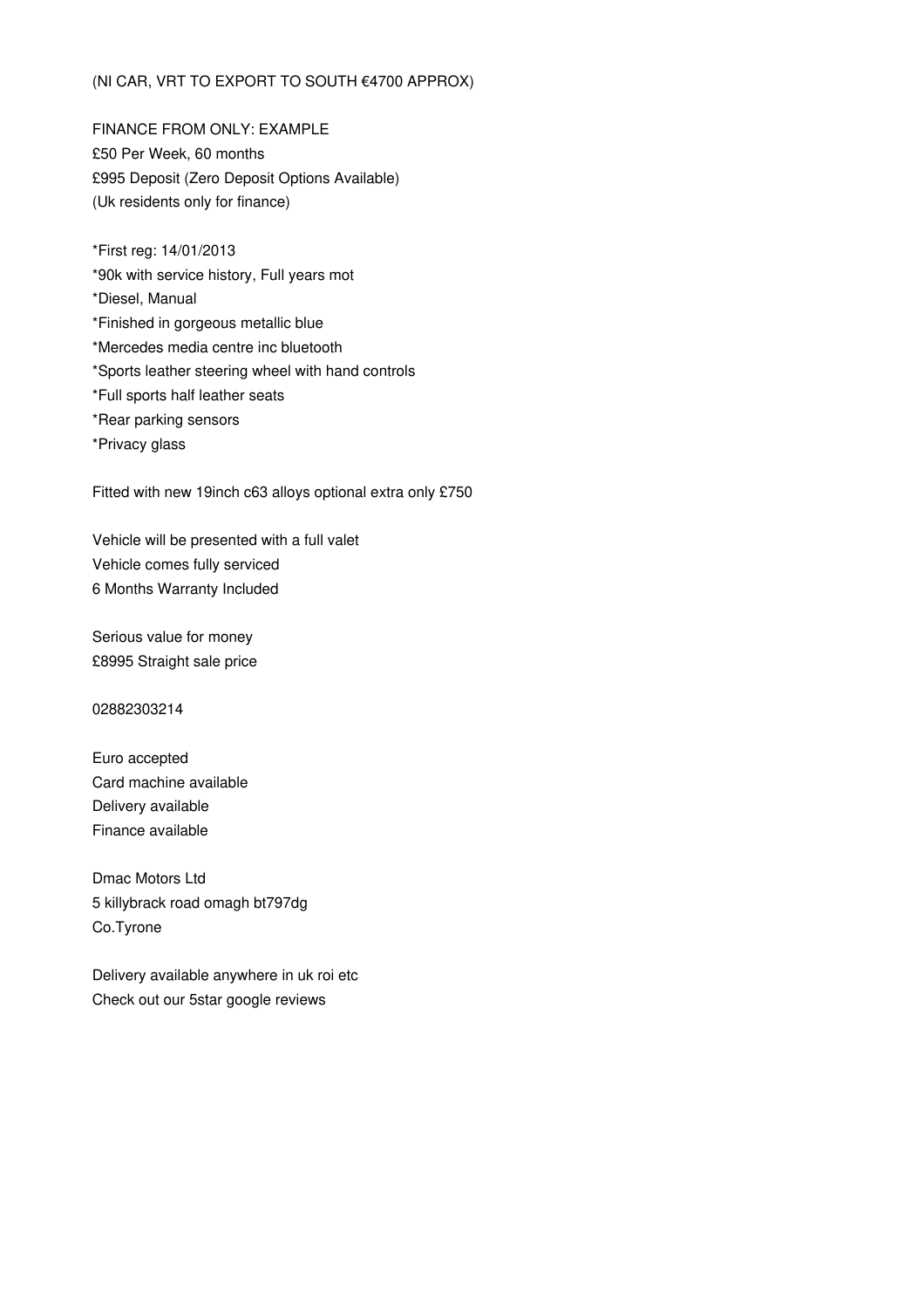(NI CAR, VRT TO EXPORT TO SOUTH €4700 APPROX)

FINANCE FROM ONLY: EXAMPLE
£50 Per Week, 60 months
£995 Deposit (Zero Deposit Options Available)
(Uk residents only for finance)

*First reg: 14/01/2013
*90k with service history, Full years mot
*Diesel, Manual
*Finished in gorgeous metallic blue
*Mercedes media centre inc bluetooth
*Sports leather steering wheel with hand controls
*Full sports half leather seats
*Rear parking sensors
*Privacy glass

Fitted with new 19inch c63 alloys optional extra only £750

Vehicle will be presented with a full valet
Vehicle comes fully serviced
6 Months Warranty Included

Serious value for money
£8995 Straight sale price

02882303214

Euro accepted
Card machine available
Delivery available
Finance available

Dmac Motors Ltd
5 killybrack road omagh bt797dg
Co.Tyrone

Delivery available anywhere in uk roi etc
Check out our 5star google reviews